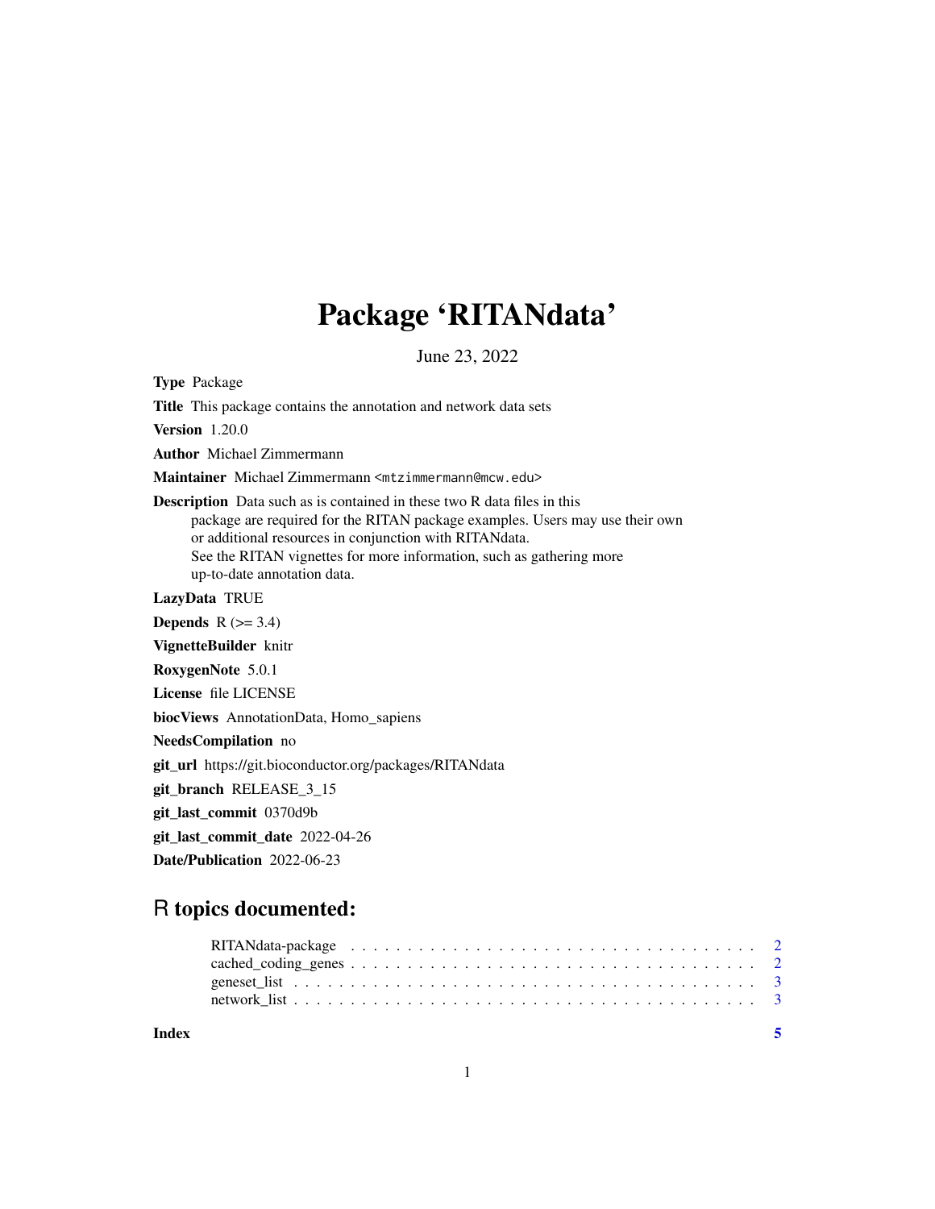# Package 'RITANdata'

June 23, 2022

**Type** Package

**Title** This package contains the annotation and network data sets

**Version** 1.20.0

**Author** Michael Zimmermann

**Maintainer** Michael Zimmermann <mtzimmermann@mcw.edu>

**Description** Data such as is contained in these two R data files in this package are required for the RITAN package examples. Users may use their own or additional resources in conjunction with RITANdata. See the RITAN vignettes for more information, such as gathering more up-to-date annotation data.

**LazyData** TRUE

**Depends** R (>= 3.4)

**VignetteBuilder** knitr

**RoxygenNote** 5.0.1

**License** file LICENSE

**biocViews** AnnotationData, Homo_sapiens

**NeedsCompilation** no

**git_url** https://git.bioconductor.org/packages/RITANdata

**git_branch** RELEASE_3_15

**git_last_commit** 0370d9b

**git_last_commit_date** 2022-04-26

**Date/Publication** 2022-06-23

## R topics documented:

- RITANdata-package . . . . . . . . . . . . . . . . . . . . . . . . . . . . . . . . . . . . . . 2
- cached_coding_genes . . . . . . . . . . . . . . . . . . . . . . . . . . . . . . . . . . . . . 2
- geneset_list . . . . . . . . . . . . . . . . . . . . . . . . . . . . . . . . . . . . . . . . . . 3
- network_list . . . . . . . . . . . . . . . . . . . . . . . . . . . . . . . . . . . . . . . . . . 3

**Index** 5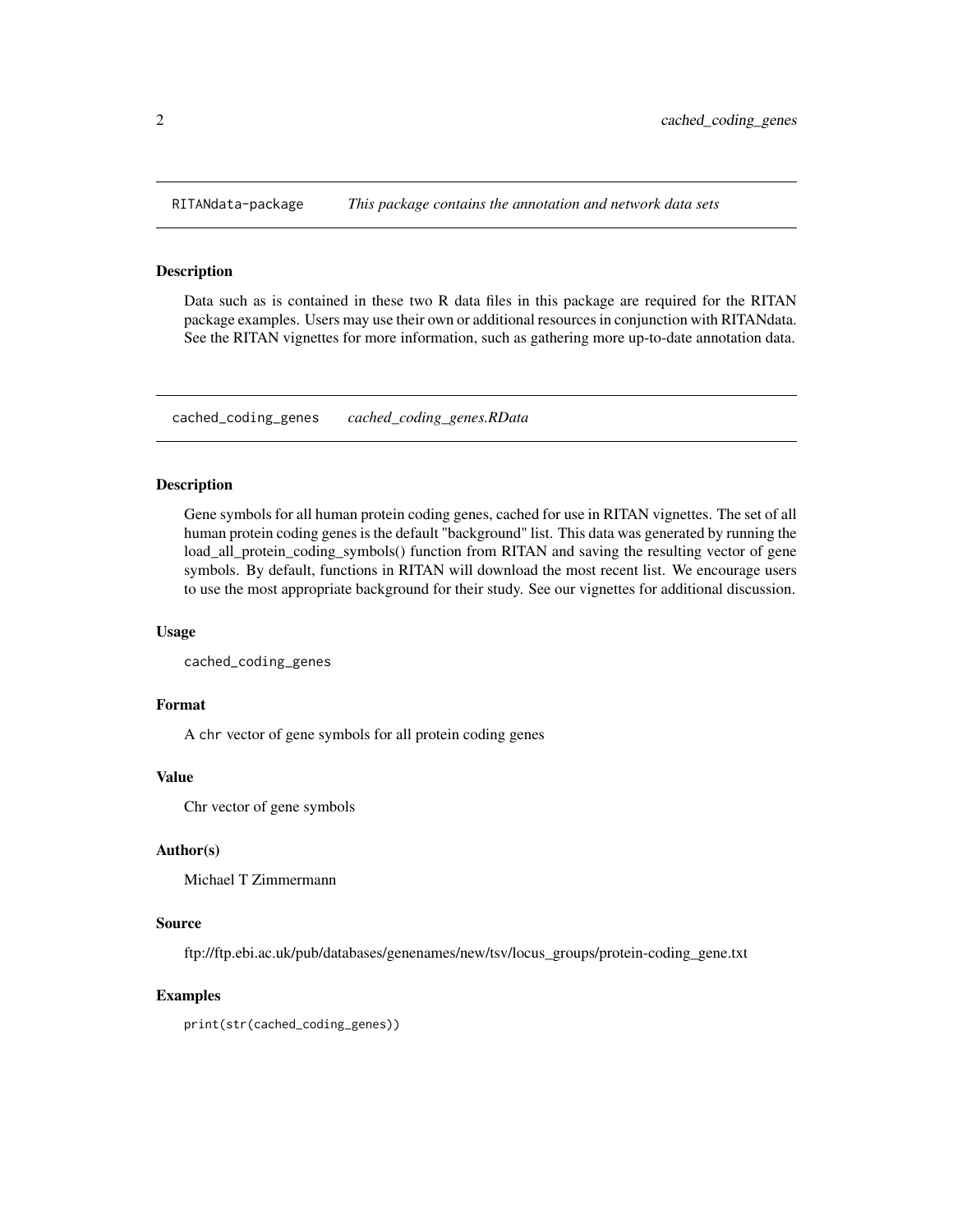## RITANdata-package *This package contains the annotation and network data sets*

### Description

Data such as is contained in these two R data files in this package are required for the RITAN package examples. Users may use their own or additional resources in conjunction with RITANdata. See the RITAN vignettes for more information, such as gathering more up-to-date annotation data.

## cached_coding_genes *cached_coding_genes.RData*

### Description

Gene symbols for all human protein coding genes, cached for use in RITAN vignettes. The set of all human protein coding genes is the default "background" list. This data was generated by running the load_all_protein_coding_symbols() function from RITAN and saving the resulting vector of gene symbols. By default, functions in RITAN will download the most recent list. We encourage users to use the most appropriate background for their study. See our vignettes for additional discussion.

### Usage

```
cached_coding_genes
```

### Format

A `chr` vector of gene symbols for all protein coding genes

### Value

Chr vector of gene symbols

### Author(s)

Michael T Zimmermann

### Source

ftp://ftp.ebi.ac.uk/pub/databases/genenames/new/tsv/locus_groups/protein-coding_gene.txt

### Examples

```
print(str(cached_coding_genes))
```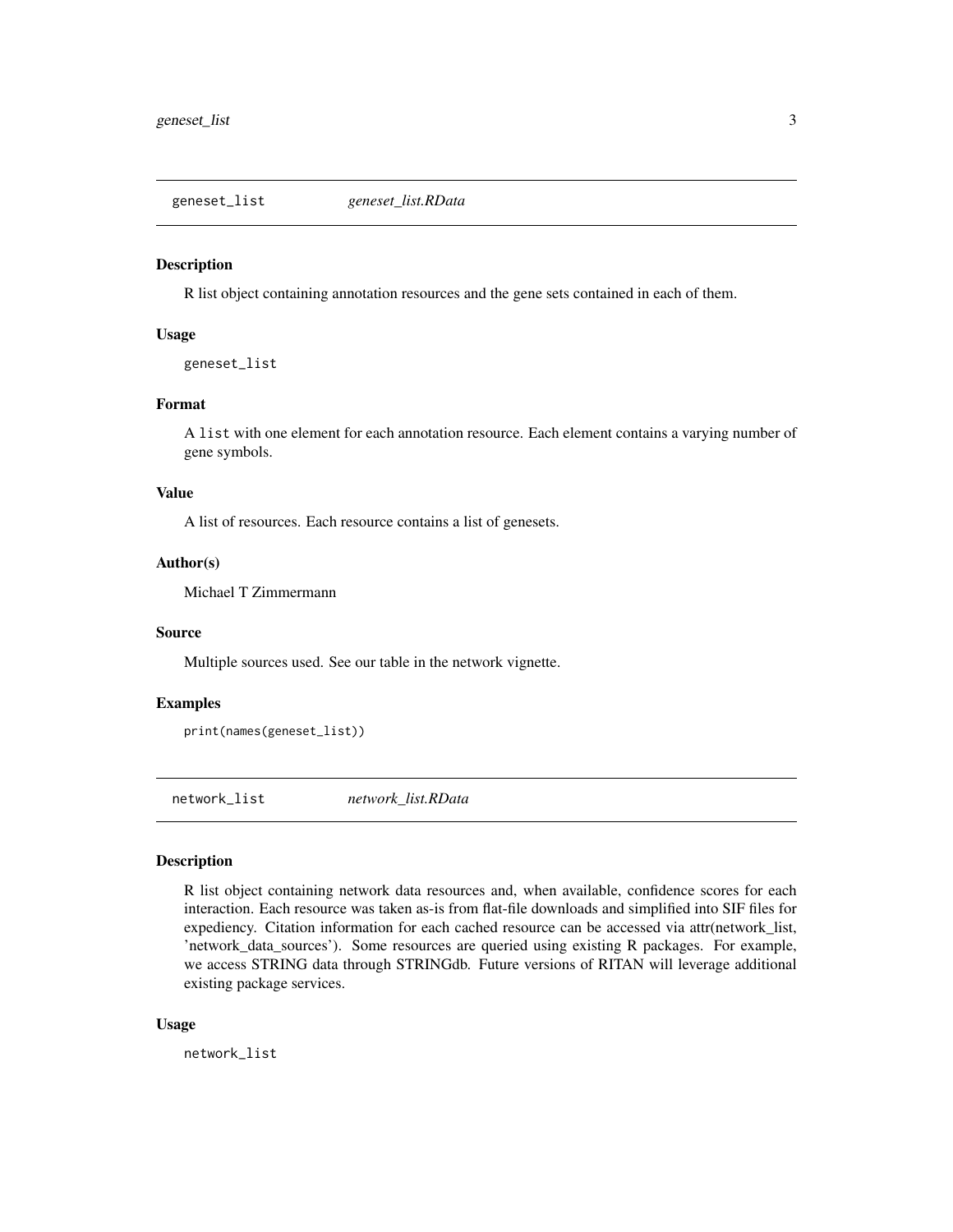## geneset_list — *geneset_list.RData*

### Description

R list object containing annotation resources and the gene sets contained in each of them.

### Usage

```
geneset_list
```

### Format

A `list` with one element for each annotation resource. Each element contains a varying number of gene symbols.

### Value

A list of resources. Each resource contains a list of genesets.

### Author(s)

Michael T Zimmermann

### Source

Multiple sources used. See our table in the network vignette.

### Examples

```
print(names(geneset_list))
```

## network_list — *network_list.RData*

### Description

R list object containing network data resources and, when available, confidence scores for each interaction. Each resource was taken as-is from flat-file downloads and simplified into SIF files for expediency. Citation information for each cached resource can be accessed via attr(network_list, 'network_data_sources'). Some resources are queried using existing R packages. For example, we access STRING data through STRINGdb. Future versions of RITAN will leverage additional existing package services.

### Usage

```
network_list
```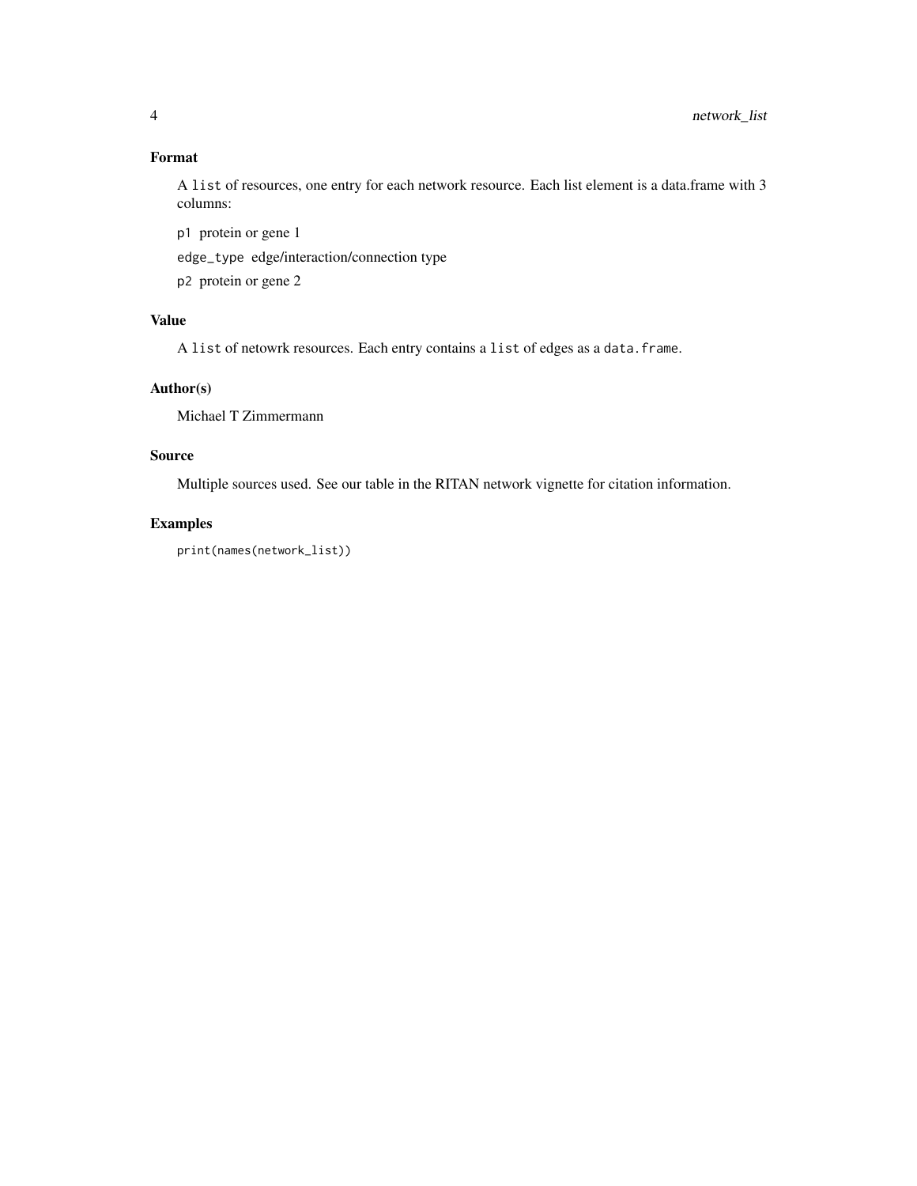### Format

A `list` of resources, one entry for each network resource. Each list element is a data.frame with 3 columns:

`p1` protein or gene 1

`edge_type` edge/interaction/connection type

`p2` protein or gene 2

### Value

A `list` of netowrk resources. Each entry contains a `list` of edges as a `data.frame`.

### Author(s)

Michael T Zimmermann

### Source

Multiple sources used. See our table in the RITAN network vignette for citation information.

### Examples

```
print(names(network_list))
```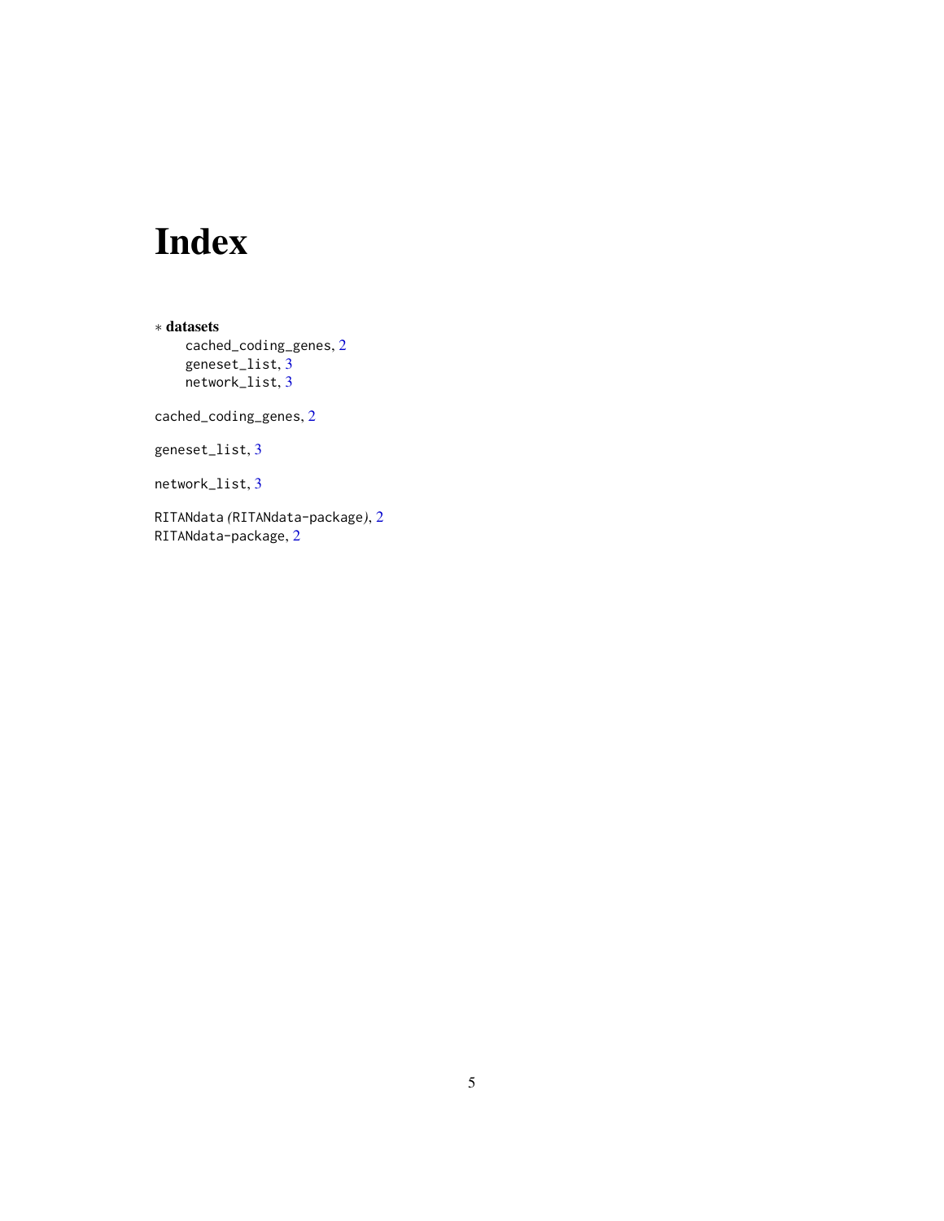# Index

∗ **datasets**

  cached_coding_genes, 2
  geneset_list, 3
  network_list, 3

cached_coding_genes, 2

geneset_list, 3

network_list, 3

RITANdata *(*RITANdata-package*)*, 2
RITANdata-package, 2